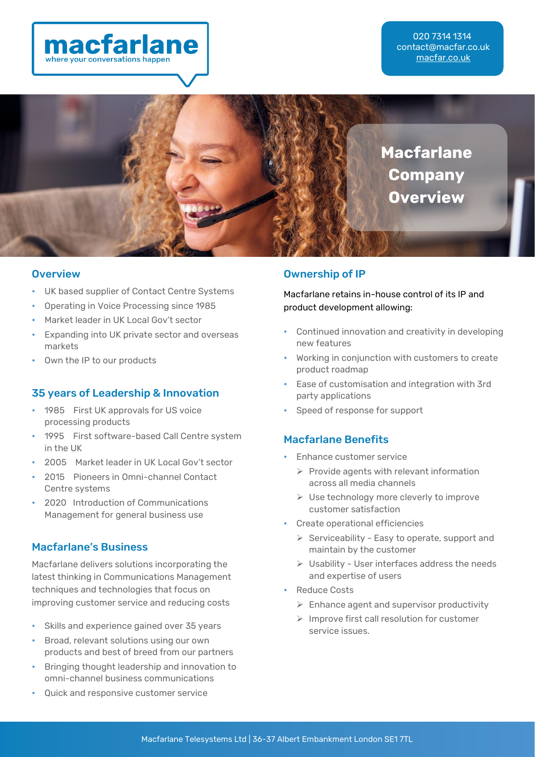# macfarlane

where your conversations happen

020 7314 1314
contact@macfar.co.uk
macfar.co.uk

# Macfarlane Company Overview

## Overview

- UK based supplier of Contact Centre Systems
- Operating in Voice Processing since 1985
- Market leader in UK Local Gov't sector
- Expanding into UK private sector and overseas markets
- Own the IP to our products

## 35 years of Leadership & Innovation

- 1985 First UK approvals for US voice processing products
- 1995 First software-based Call Centre system in the UK
- 2005 Market leader in UK Local Gov't sector
- 2015 Pioneers in Omni-channel Contact Centre systems
- 2020 Introduction of Communications Management for general business use

## Macfarlane's Business

Macfarlane delivers solutions incorporating the latest thinking in Communications Management techniques and technologies that focus on improving customer service and reducing costs

- Skills and experience gained over 35 years
- Broad, relevant solutions using our own products and best of breed from our partners
- Bringing thought leadership and innovation to omni-channel business communications
- Quick and responsive customer service

## Ownership of IP

Macfarlane retains in-house control of its IP and product development allowing:

- Continued innovation and creativity in developing new features
- Working in conjunction with customers to create product roadmap
- Ease of customisation and integration with 3rd party applications
- Speed of response for support

## Macfarlane Benefits

- Enhance customer service
  - Provide agents with relevant information across all media channels
  - Use technology more cleverly to improve customer satisfaction
- Create operational efficiencies
  - Serviceability - Easy to operate, support and maintain by the customer
  - Usability - User interfaces address the needs and expertise of users
- Reduce Costs
  - Enhance agent and supervisor productivity
  - Improve first call resolution for customer service issues.

Macfarlane Telesystems Ltd | 36-37 Albert Embankment London SE1 7TL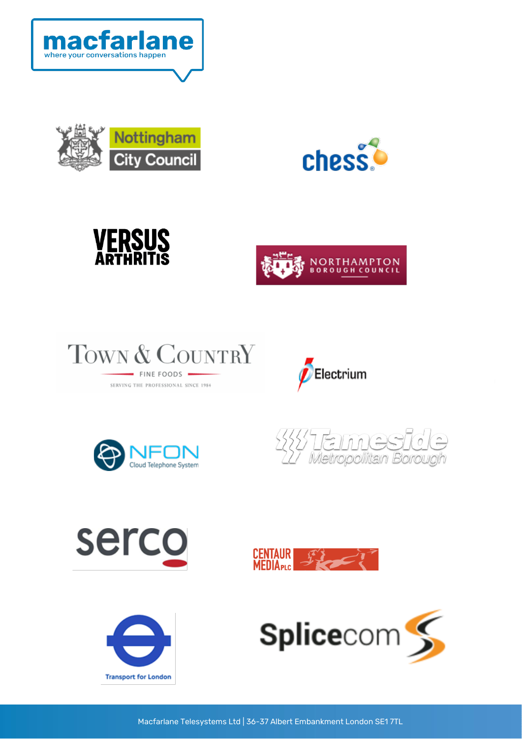macfarlane
where your conversations happen

Nottingham City Council

chess

VERSUS ARTHRITIS

NORTHAMPTON BOROUGH COUNCIL

TOWN & COUNTRY
FINE FOODS
SERVING THE PROFESSIONAL SINCE 1984

Electrium

NFON
Cloud Telephone System

Tameside Metropolitan Borough

serco

CENTAUR MEDIA PLC

Transport for London

Splicecom

Macfarlane Telesystems Ltd | 36-37 Albert Embankment London SE1 7TL